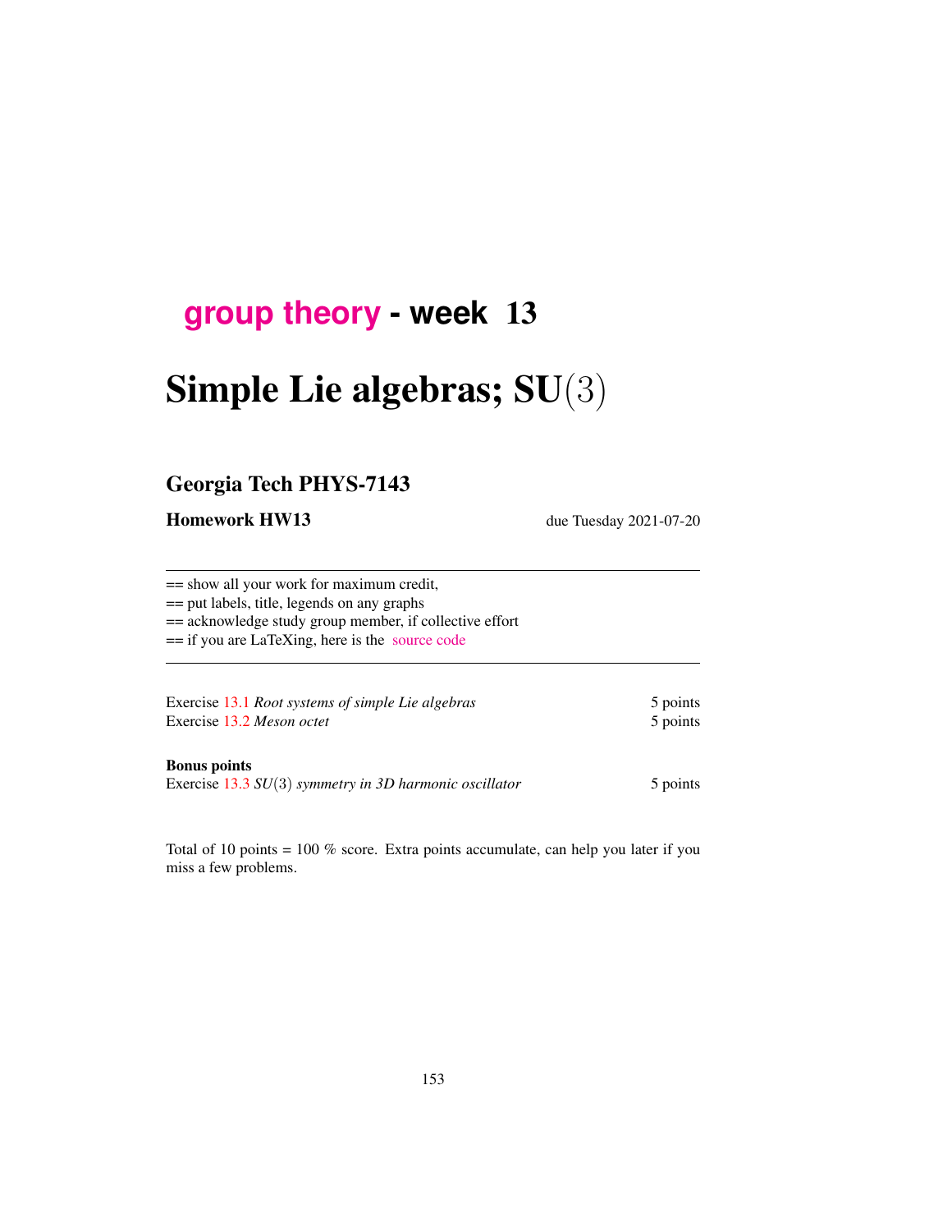# group theory - week 13

# Simple Lie algebras; SU$(3)$

## Georgia Tech PHYS-7143

**Homework HW13** due Tuesday 2021-07-20

---

== show all your work for maximum credit,
== put labels, title, legends on any graphs
== acknowledge study group member, if collective effort
== if you are LaTeXing, here is the source code

---

Exercise 13.1 *Root systems of simple Lie algebras* 5 points
Exercise 13.2 *Meson octet* 5 points

**Bonus points**
Exercise 13.3 *SU$(3)$ symmetry in 3D harmonic oscillator* 5 points

Total of 10 points = 100 % score. Extra points accumulate, can help you later if you miss a few problems.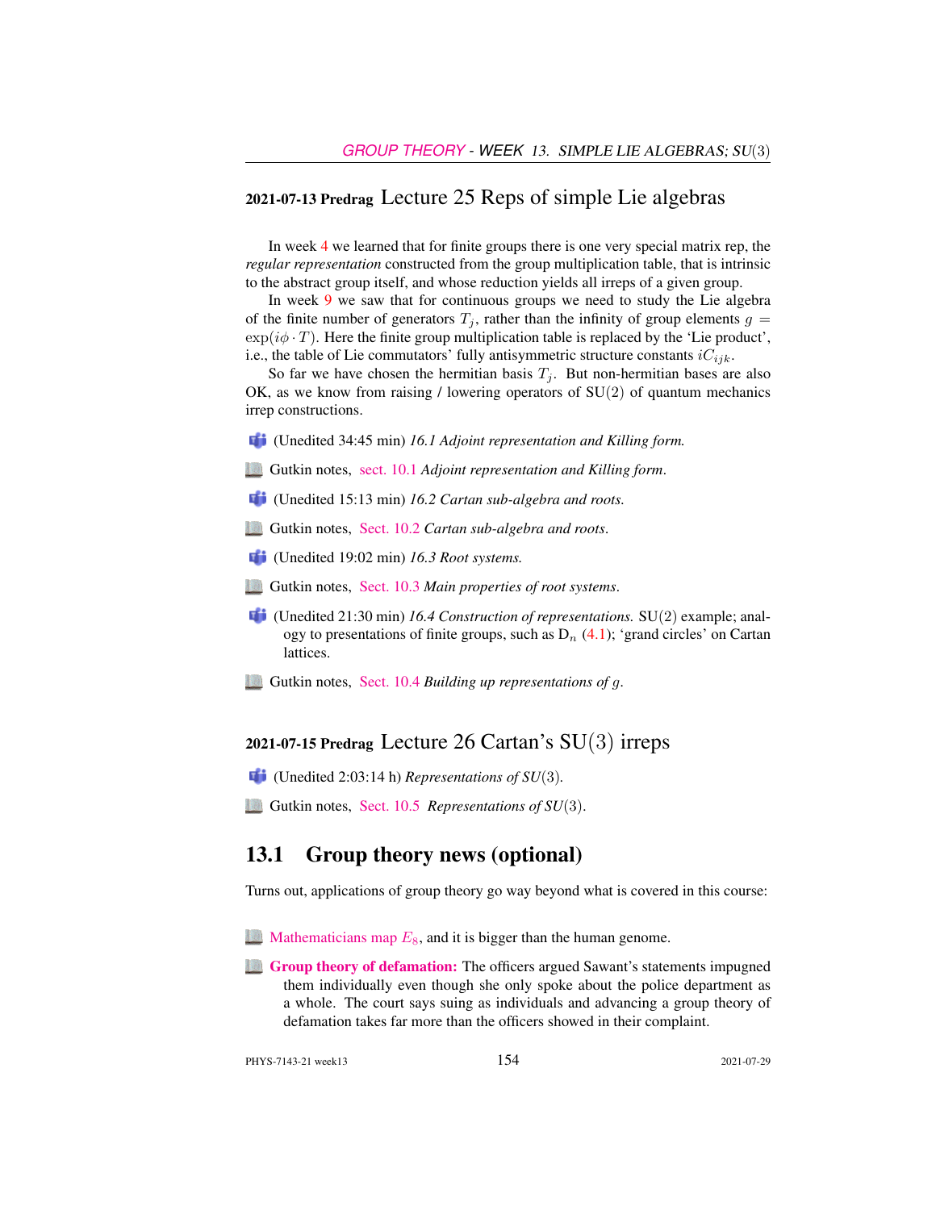## 2021-07-13 Predrag Lecture 25 Reps of simple Lie algebras

In week 4 we learned that for finite groups there is one very special matrix rep, the *regular representation* constructed from the group multiplication table, that is intrinsic to the abstract group itself, and whose reduction yields all irreps of a given group.

In week 9 we saw that for continuous groups we need to study the Lie algebra of the finite number of generators $T_j$, rather than the infinity of group elements $g = \exp(i\phi \cdot T)$. Here the finite group multiplication table is replaced by the 'Lie product', i.e., the table of Lie commutators' fully antisymmetric structure constants $iC_{ijk}$.

So far we have chosen the hermitian basis $T_j$. But non-hermitian bases are also OK, as we know from raising / lowering operators of SU(2) of quantum mechanics irrep constructions.

- (Unedited 34:45 min) *16.1 Adjoint representation and Killing form.*
- Gutkin notes, sect. 10.1 *Adjoint representation and Killing form*.
- (Unedited 15:13 min) *16.2 Cartan sub-algebra and roots.*
- Gutkin notes, Sect. 10.2 *Cartan sub-algebra and roots*.
- (Unedited 19:02 min) *16.3 Root systems.*
- Gutkin notes, Sect. 10.3 *Main properties of root systems*.
- (Unedited 21:30 min) *16.4 Construction of representations.* SU(2) example; analogy to presentations of finite groups, such as $D_n$ (4.1); 'grand circles' on Cartan lattices.
- Gutkin notes, Sect. 10.4 *Building up representations of g*.

## 2021-07-15 Predrag Lecture 26 Cartan's SU(3) irreps

- (Unedited 2:03:14 h) *Representations of SU(3).*
- Gutkin notes, Sect. 10.5 *Representations of SU(3).*

## 13.1 Group theory news (optional)

Turns out, applications of group theory go way beyond what is covered in this course:

- Mathematicians map $E_8$, and it is bigger than the human genome.
- **Group theory of defamation:** The officers argued Sawant's statements impugned them individually even though she only spoke about the police department as a whole. The court says suing as individuals and advancing a group theory of defamation takes far more than the officers showed in their complaint.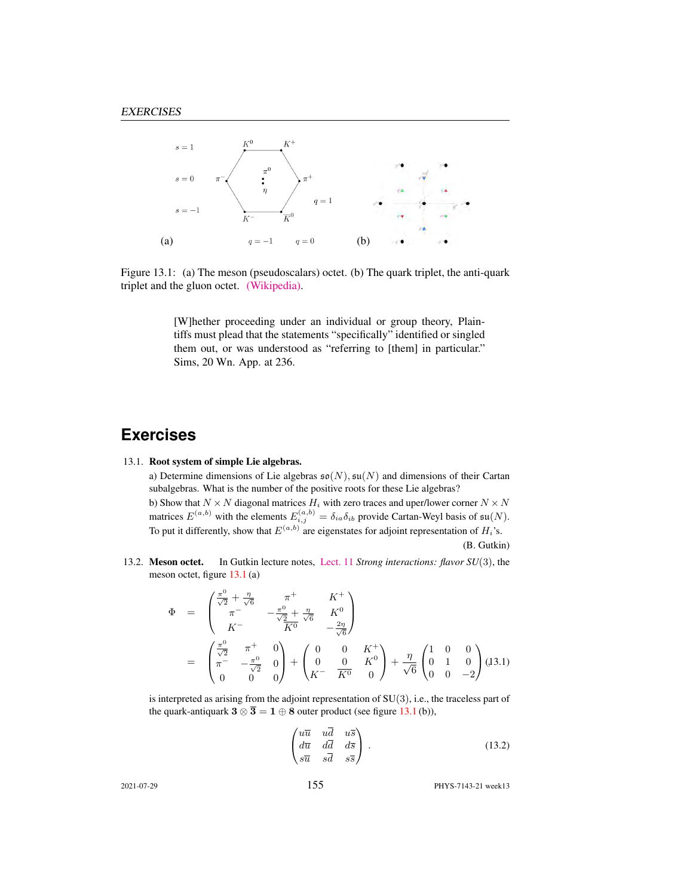Figure 13.1: (a) The meson (pseudoscalars) octet. (b) The quark triplet, the anti-quark triplet and the gluon octet. (Wikipedia).

> [W]hether proceeding under an individual or group theory, Plaintiffs must plead that the statements "specifically" identified or singled them out, or was understood as "referring to [them] in particular." Sims, 20 Wn. App. at 236.

# Exercises

13.1. **Root system of simple Lie algebras.**

a) Determine dimensions of Lie algebras $\mathfrak{so}(N), \mathfrak{su}(N)$ and dimensions of their Cartan subalgebras. What is the number of the positive roots for these Lie algebras?

b) Show that $N \times N$ diagonal matrices $H_i$ with zero traces and uper/lower corner $N \times N$ matrices $E^{(a,b)}$ with the elements $E^{(a,b)}_{i,j} = \delta_{ia}\delta_{ib}$ provide Cartan-Weyl basis of $\mathfrak{su}(N)$. To put it differently, show that $E^{(a,b)}$ are eigenstates for adjoint representation of $H_i$'s.

(B. Gutkin)

13.2. **Meson octet.** In Gutkin lecture notes, Lect. 11 *Strong interactions: flavor $SU(3)$*, the meson octet, figure 13.1 (a)

$$
\begin{aligned}
\Phi &= \begin{pmatrix} \frac{\pi^0}{\sqrt{2}} + \frac{\eta}{\sqrt{6}} & \pi^+ & K^+ \\ \pi^- & -\frac{\pi^0}{\sqrt{2}} + \frac{\eta}{\sqrt{6}} & K^0 \\ K^- & \overline{K^0} & -\frac{2\eta}{\sqrt{6}} \end{pmatrix} \\
&= \begin{pmatrix} \frac{\pi^0}{\sqrt{2}} & \pi^+ & 0 \\ \pi^- & -\frac{\pi^0}{\sqrt{2}} & 0 \\ 0 & 0 & 0 \end{pmatrix} + \begin{pmatrix} 0 & 0 & K^+ \\ 0 & 0 & K^0 \\ K^- & \overline{K^0} & 0 \end{pmatrix} + \frac{\eta}{\sqrt{6}} \begin{pmatrix} 1 & 0 & 0 \\ 0 & 1 & 0 \\ 0 & 0 & -2 \end{pmatrix}
\end{aligned}
\tag{13.1}
$$

is interpreted as arising from the adjoint representation of $\mathrm{SU}(3)$, i.e., the traceless part of the quark-antiquark $\mathbf{3} \otimes \overline{\mathbf{3}} = \mathbf{1} \oplus \mathbf{8}$ outer product (see figure 13.1 (b)),

$$
\begin{pmatrix} u\overline{u} & u\overline{d} & u\overline{s} \\ d\overline{u} & d\overline{d} & d\overline{s} \\ s\overline{u} & s\overline{d} & s\overline{s} \end{pmatrix} .
\tag{13.2}
$$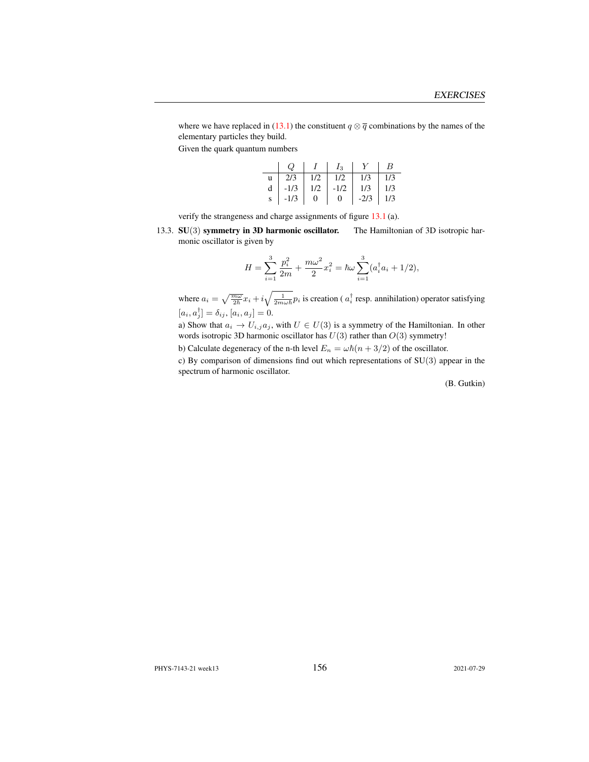where we have replaced in (13.1) the constituent $q \otimes \overline{q}$ combinations by the names of the elementary particles they build.

Given the quark quantum numbers

| | $Q$ | $I$ | $I_3$ | $Y$ | $B$ |
|---|---|---|---|---|---|
| u | 2/3 | 1/2 | 1/2 | 1/3 | 1/3 |
| d | -1/3 | 1/2 | -1/2 | 1/3 | 1/3 |
| s | -1/3 | 0 | 0 | -2/3 | 1/3 |

verify the strangeness and charge assignments of figure 13.1 (a).

13.3. **SU(3) symmetry in 3D harmonic oscillator.** The Hamiltonian of 3D isotropic harmonic oscillator is given by

$$H = \sum_{i=1}^{3} \frac{p_i^2}{2m} + \frac{m\omega^2}{2} x_i^2 = \hbar\omega \sum_{i=1}^{3} (a_i^\dagger a_i + 1/2),$$

where $a_i = \sqrt{\frac{m\omega}{2\hbar}} x_i + i\sqrt{\frac{1}{2m\omega\hbar}} p_i$ is creation ( $a_i^\dagger$ resp. annihilation) operator satisfying $[a_i, a_j^\dagger] = \delta_{ij}$, $[a_i, a_j] = 0$.

a) Show that $a_i \to U_{i,j} a_j$, with $U \in U(3)$ is a symmetry of the Hamiltonian. In other words isotropic 3D harmonic oscillator has $U(3)$ rather than $O(3)$ symmetry!

b) Calculate degeneracy of the n-th level $E_n = \omega\hbar(n + 3/2)$ of the oscillator.

c) By comparison of dimensions find out which representations of SU(3) appear in the spectrum of harmonic oscillator.

(B. Gutkin)